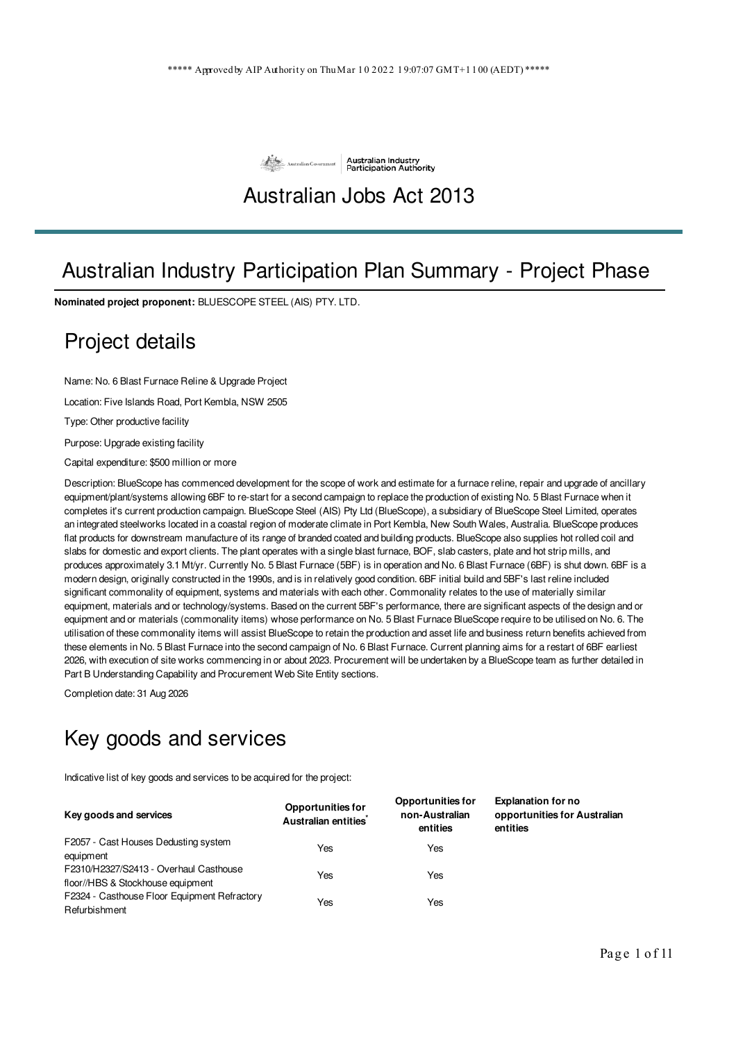***** Approved by AIP Authority on Thu Mar 10 2022 19:07:07 GMT+1100 (AEDT) *****

Australian Government | Australian Industry Participation Authority

# Australian Jobs Act 2013

## Australian Industry Participation Plan Summary - Project Phase

**Nominated project proponent:** BLUESCOPE STEEL (AIS) PTY. LTD.

## Project details

Name: No. 6 Blast Furnace Reline & Upgrade Project

Location: Five Islands Road, Port Kembla, NSW 2505

Type: Other productive facility

Purpose: Upgrade existing facility

Capital expenditure: $500 million or more

Description: BlueScope has commenced development for the scope of work and estimate for a furnace reline, repair and upgrade of ancillary equipment/plant/systems allowing 6BF to re-start for a second campaign to replace the production of existing No. 5 Blast Furnace when it completes it's current production campaign. BlueScope Steel (AIS) Pty Ltd (BlueScope), a subsidiary of BlueScope Steel Limited, operates an integrated steelworks located in a coastal region of moderate climate in Port Kembla, New South Wales, Australia. BlueScope produces flat products for downstream manufacture of its range of branded coated and building products. BlueScope also supplies hot rolled coil and slabs for domestic and export clients. The plant operates with a single blast furnace, BOF, slab casters, plate and hot strip mills, and produces approximately 3.1 Mt/yr. Currently No. 5 Blast Furnace (5BF) is in operation and No. 6 Blast Furnace (6BF) is shut down. 6BF is a modern design, originally constructed in the 1990s, and is in relatively good condition. 6BF initial build and 5BF's last reline included significant commonality of equipment, systems and materials with each other. Commonality relates to the use of materially similar equipment, materials and or technology/systems. Based on the current 5BF's performance, there are significant aspects of the design and or equipment and or materials (commonality items) whose performance on No. 5 Blast Furnace BlueScope require to be utilised on No. 6. The utilisation of these commonality items will assist BlueScope to retain the production and asset life and business return benefits achieved from these elements in No. 5 Blast Furnace into the second campaign of No. 6 Blast Furnace. Current planning aims for a restart of 6BF earliest 2026, with execution of site works commencing in or about 2023. Procurement will be undertaken by a BlueScope team as further detailed in Part B Understanding Capability and Procurement Web Site Entity sections.

Completion date: 31 Aug 2026

## Key goods and services

Indicative list of key goods and services to be acquired for the project:

| Key goods and services | Opportunities for Australian entities* | Opportunities for non-Australian entities | Explanation for no opportunities for Australian entities |
|---|---|---|---|
| F2057 - Cast Houses Dedusting system equipment | Yes | Yes | |
| F2310/H2327/S2413 - Overhaul Casthouse floor//HBS & Stockhouse equipment | Yes | Yes | |
| F2324 - Casthouse Floor Equipment Refractory Refurbishment | Yes | Yes | |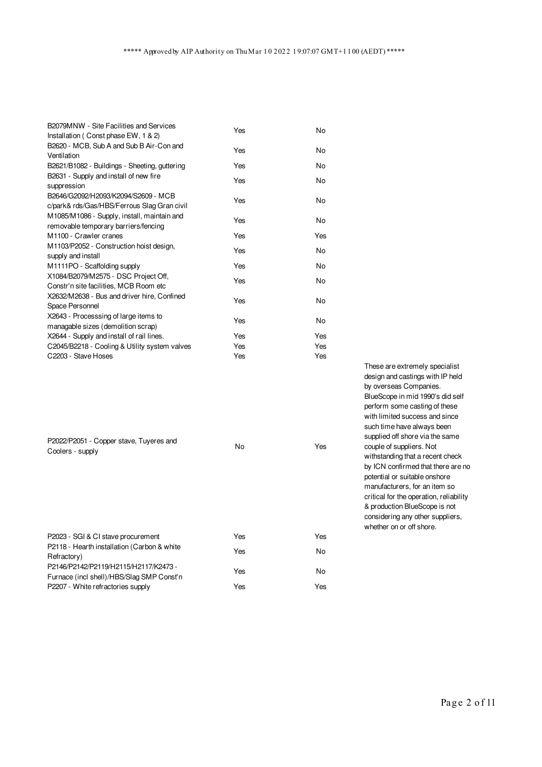***** Approved by AIP Authority on Thu Mar 10 2022 19:07:07 GMT+1100 (AEDT) *****

| | | | |
|---|---|---|---|
| B2079MNW - Site Facilities and Services Installation ( Const phase EW, 1 & 2) | Yes | No | |
| B2620 - MCB, Sub A and Sub B Air-Con and Ventilation | Yes | No | |
| B2621/B1082 - Buildings - Sheeting, guttering | Yes | No | |
| B2631 - Supply and install of new fire suppression | Yes | No | |
| B2646/G2092/H2093/K2094/S2609 - MCB c/park& rds/Gas/HBS/Ferrous Slag Gran civil | Yes | No | |
| M1085/M1086 - Supply, install, maintain and removable temporary barriers/fencing | Yes | No | |
| M1100 - Crawler cranes | Yes | Yes | |
| M1103/P2052 - Construction hoist design, supply and install | Yes | No | |
| M1111PO - Scaffolding supply | Yes | No | |
| X1084/B2079/M2575 - DSC Project Off, Constr'n site facilities, MCB Room etc | Yes | No | |
| X2632/M2638 - Bus and driver hire, Confined Space Personnel | Yes | No | |
| X2643 - Processsing of large items to managable sizes (demolition scrap) | Yes | No | |
| X2644 - Supply and install of rail lines. | Yes | Yes | |
| C2045/B2218 - Cooling & Utility system valves | Yes | Yes | |
| C2203 - Stave Hoses | Yes | Yes | |
| P2022/P2051 - Copper stave, Tuyeres and Coolers - supply | No | Yes | These are extremely specialist design and castings with IP held by overseas Companies. BlueScope in mid 1990's did self perform some casting of these with limited success and since such time have always been supplied off shore via the same couple of suppliers. Not withstanding that a recent check by ICN confirmed that there are no potential or suitable onshore manufacturers, for an item so critical for the operation, reliability & production BlueScope is not considering any other suppliers, whether on or off shore. |
| P2023 - SGI & CI stave procurement | Yes | Yes | |
| P2118 - Hearth installation (Carbon & white Refractory) | Yes | No | |
| P2146/P2142/P2119/H2115/H2117/K2473 - Furnace (incl shell)/HBS/Slag SMP Const'n | Yes | No | |
| P2207 - White refractories supply | Yes | Yes | |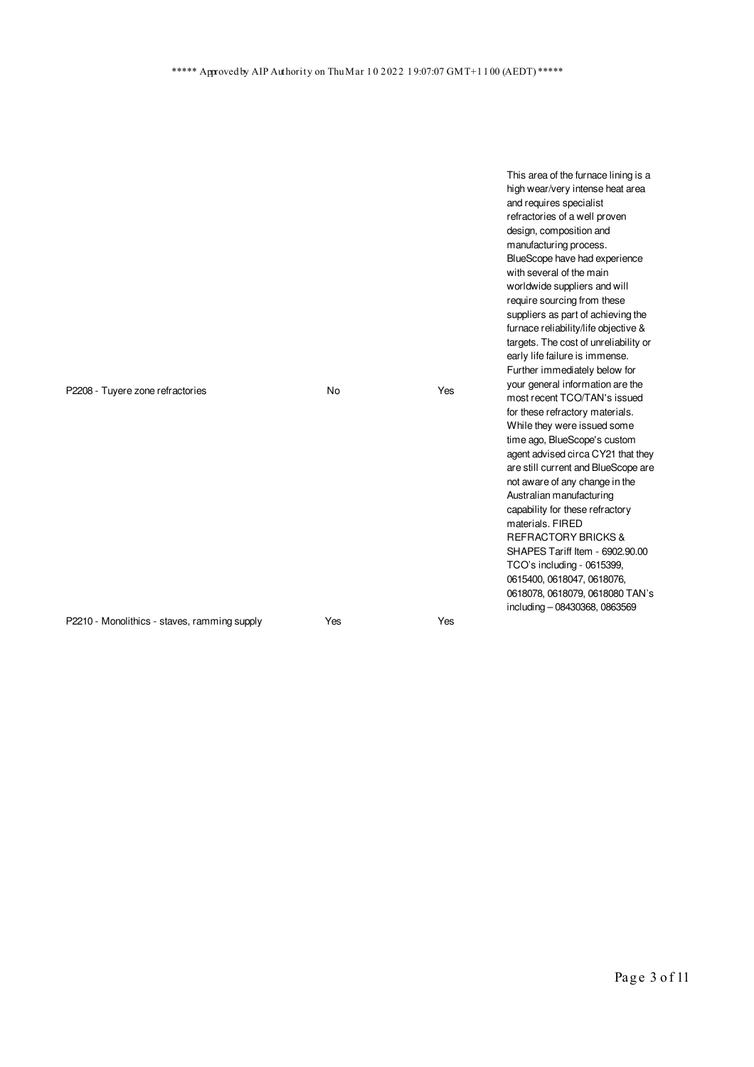***** Approved by AIP Authority on Thu Mar 10 2022 19:07:07 GMT+1100 (AEDT) *****

| | | | |
|---|---|---|---|
| P2208 - Tuyere zone refractories | No | Yes | This area of the furnace lining is a high wear/very intense heat area and requires specialist refractories of a well proven design, composition and manufacturing process. BlueScope have had experience with several of the main worldwide suppliers and will require sourcing from these suppliers as part of achieving the furnace reliability/life objective & targets. The cost of unreliability or early life failure is immense. Further immediately below for your general information are the most recent TCO/TAN's issued for these refractory materials. While they were issued some time ago, BlueScope's custom agent advised circa CY21 that they are still current and BlueScope are not aware of any change in the Australian manufacturing capability for these refractory materials. FIRED REFRACTORY BRICKS & SHAPES Tariff Item - 6902.90.00 TCO's including - 0615399, 0615400, 0618047, 0618076, 0618078, 0618079, 0618080 TAN's including – 08430368, 0863569 |
| P2210 - Monolithics - staves, ramming supply | Yes | Yes | |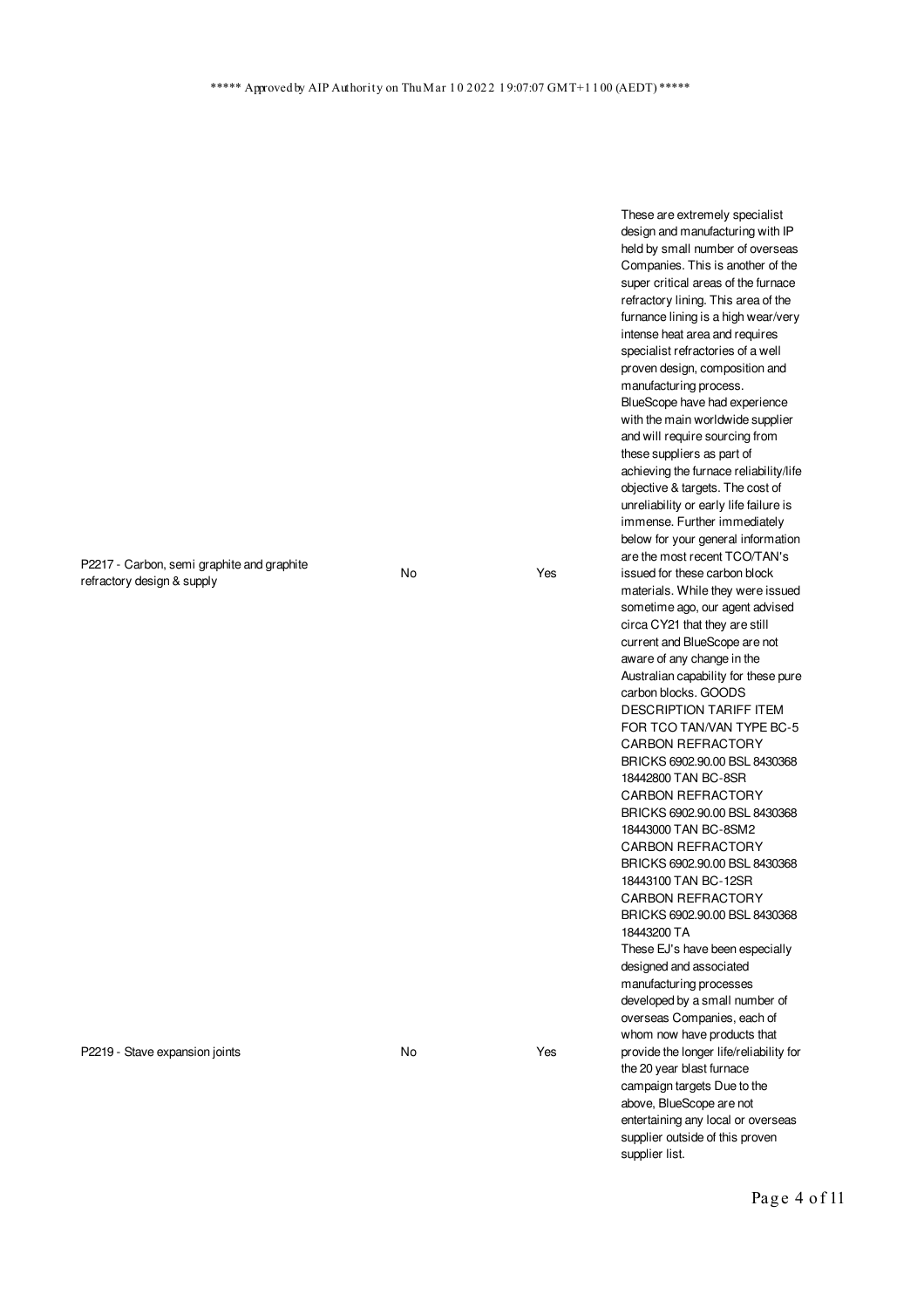***** Approved by AIP Authority on Thu Mar 10 2022 19:07:07 GMT+1100 (AEDT) *****

| | | | |
|---|---|---|---|
| P2217 - Carbon, semi graphite and graphite refractory design & supply | No | Yes | These are extremely specialist design and manufacturing with IP held by small number of overseas Companies. This is another of the super critical areas of the furnace refractory lining. This area of the furnance lining is a high wear/very intense heat area and requires specialist refractories of a well proven design, composition and manufacturing process. BlueScope have had experience with the main worldwide supplier and will require sourcing from these suppliers as part of achieving the furnace reliability/life objective & targets. The cost of unreliability or early life failure is immense. Further immediately below for your general information are the most recent TCO/TAN's issued for these carbon block materials. While they were issued sometime ago, our agent advised circa CY21 that they are still current and BlueScope are not aware of any change in the Australian capability for these pure carbon blocks. GOODS DESCRIPTION TARIFF ITEM FOR TCO TAN/VAN TYPE BC-5 CARBON REFRACTORY BRICKS 6902.90.00 BSL 8430368 18442800 TAN BC-8SR CARBON REFRACTORY BRICKS 6902.90.00 BSL 8430368 18443000 TAN BC-8SM2 CARBON REFRACTORY BRICKS 6902.90.00 BSL 8430368 18443100 TAN BC-12SR CARBON REFRACTORY BRICKS 6902.90.00 BSL 8430368 18443200 TA |
| P2219 - Stave expansion joints | No | Yes | These EJ's have been especially designed and associated manufacturing processes developed by a small number of overseas Companies, each of whom now have products that provide the longer life/reliability for the 20 year blast furnace campaign targets Due to the above, BlueScope are not entertaining any local or overseas supplier outside of this proven supplier list. |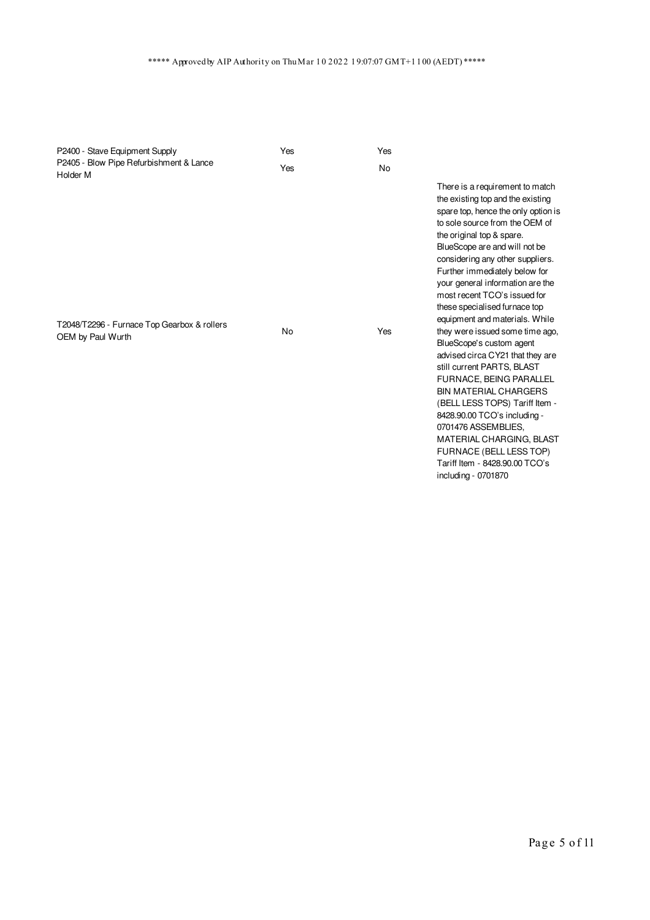***** Approved by AIP Authority on Thu Mar 10 2022 19:07:07 GMT+1100 (AEDT) *****

| | | | |
|---|---|---|---|
| P2400 - Stave Equipment Supply | Yes | Yes | |
| P2405 - Blow Pipe Refurbishment & Lance Holder M | Yes | No | |
| T2048/T2296 - Furnace Top Gearbox & rollers OEM by Paul Wurth | No | Yes | There is a requirement to match the existing top and the existing spare top, hence the only option is to sole source from the OEM of the original top & spare. BlueScope are and will not be considering any other suppliers. Further immediately below for your general information are the most recent TCO's issued for these specialised furnace top equipment and materials. While they were issued some time ago, BlueScope's custom agent advised circa CY21 that they are still current PARTS, BLAST FURNACE, BEING PARALLEL BIN MATERIAL CHARGERS (BELL LESS TOPS) Tariff Item - 8428.90.00 TCO's including - 0701476 ASSEMBLIES, MATERIAL CHARGING, BLAST FURNACE (BELL LESS TOP) Tariff Item - 8428.90.00 TCO's including - 0701870 |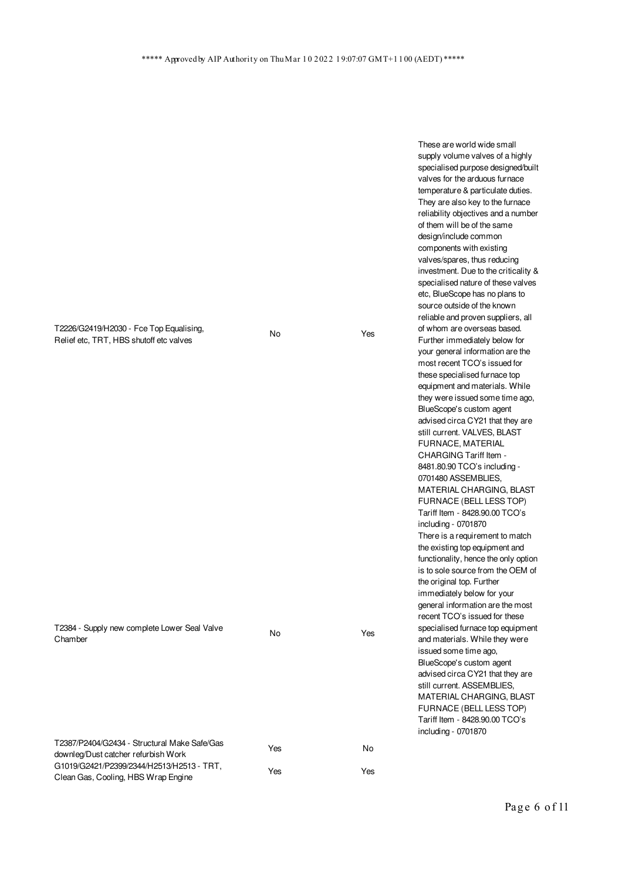***** Approved by AIP Authority on Thu Mar 10 2022 19:07:07 GMT+1100 (AEDT) *****

| | | | |
|---|---|---|---|
| T2226/G2419/H2030 - Fce Top Equalising, Relief etc, TRT, HBS shutoff etc valves | No | Yes | These are world wide small supply volume valves of a highly specialised purpose designed/built valves for the arduous furnace temperature & particulate duties. They are also key to the furnace reliability objectives and a number of them will be of the same design/include common components with existing valves/spares, thus reducing investment. Due to the criticality & specialised nature of these valves etc, BlueScope has no plans to source outside of the known reliable and proven suppliers, all of whom are overseas based. Further immediately below for your general information are the most recent TCO's issued for these specialised furnace top equipment and materials. While they were issued some time ago, BlueScope's custom agent advised circa CY21 that they are still current. VALVES, BLAST FURNACE, MATERIAL CHARGING Tariff Item - 8481.80.90 TCO's including - 0701480 ASSEMBLIES, MATERIAL CHARGING, BLAST FURNACE (BELL LESS TOP) Tariff Item - 8428.90.00 TCO's including - 0701870 |
| T2384 - Supply new complete Lower Seal Valve Chamber | No | Yes | There is a requirement to match the existing top equipment and functionality, hence the only option is to sole source from the OEM of the original top. Further immediately below for your general information are the most recent TCO's issued for these specialised furnace top equipment and materials. While they were issued some time ago, BlueScope's custom agent advised circa CY21 that they are still current. ASSEMBLIES, MATERIAL CHARGING, BLAST FURNACE (BELL LESS TOP) Tariff Item - 8428.90.00 TCO's including - 0701870 |
| T2387/P2404/G2434 - Structural Make Safe/Gas downleg/Dust catcher refurbish Work | Yes | No | |
| G1019/G2421/P2399/2344/H2513/H2513 - TRT, Clean Gas, Cooling, HBS Wrap Engine | Yes | Yes | |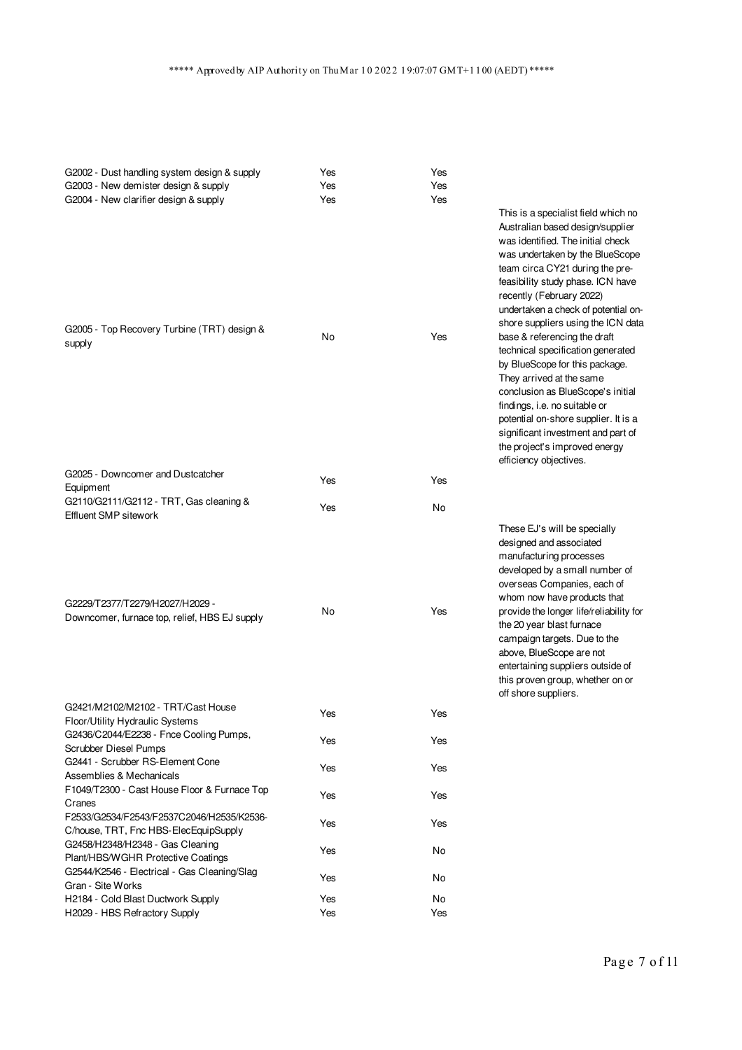***** Approved by AIP Authority on Thu Mar 10 2022 19:07:07 GMT+1100 (AEDT) *****

| | | | |
|---|---|---|---|
| G2002 - Dust handling system design & supply | Yes | Yes | |
| G2003 - New demister design & supply | Yes | Yes | |
| G2004 - New clarifier design & supply | Yes | Yes | |
| G2005 - Top Recovery Turbine (TRT) design & supply | No | Yes | This is a specialist field which no Australian based design/supplier was identified. The initial check was undertaken by the BlueScope team circa CY21 during the pre-feasibility study phase. ICN have recently (February 2022) undertaken a check of potential on-shore suppliers using the ICN data base & referencing the draft technical specification generated by BlueScope for this package. They arrived at the same conclusion as BlueScope's initial findings, i.e. no suitable or potential on-shore supplier. It is a significant investment and part of the project's improved energy efficiency objectives. |
| G2025 - Downcomer and Dustcatcher Equipment | Yes | Yes | |
| G2110/G2111/G2112 - TRT, Gas cleaning & Effluent SMP sitework | Yes | No | |
| G2229/T2377/T2279/H2027/H2029 - Downcomer, furnace top, relief, HBS EJ supply | No | Yes | These EJ's will be specially designed and associated manufacturing processes developed by a small number of overseas Companies, each of whom now have products that provide the longer life/reliability for the 20 year blast furnace campaign targets. Due to the above, BlueScope are not entertaining suppliers outside of this proven group, whether on or off shore suppliers. |
| G2421/M2102/M2102 - TRT/Cast House Floor/Utility Hydraulic Systems | Yes | Yes | |
| G2436/C2044/E2238 - Fnce Cooling Pumps, Scrubber Diesel Pumps | Yes | Yes | |
| G2441 - Scrubber RS-Element Cone Assemblies & Mechanicals | Yes | Yes | |
| F1049/T2300 - Cast House Floor & Furnace Top Cranes | Yes | Yes | |
| F2533/G2534/F2543/F2537C2046/H2535/K2536-C/house, TRT, Fnc HBS-ElecEquipSupply | Yes | Yes | |
| G2458/H2348/H2348 - Gas Cleaning Plant/HBS/WGHR Protective Coatings | Yes | No | |
| G2544/K2546 - Electrical - Gas Cleaning/Slag Gran - Site Works | Yes | No | |
| H2184 - Cold Blast Ductwork Supply | Yes | No | |
| H2029 - HBS Refractory Supply | Yes | Yes | |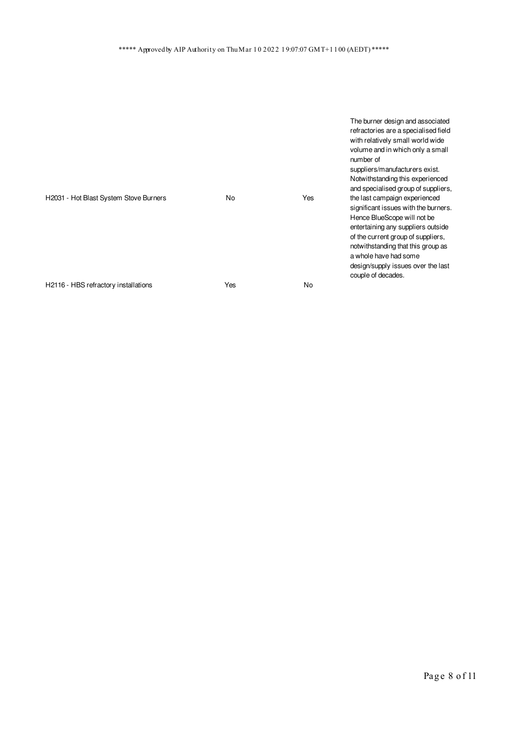***** Approved by AIP Authority on Thu Mar 10 2022 19:07:07 GMT+1100 (AEDT) *****

| | | | |
|---|---|---|---|
| H2031 - Hot Blast System Stove Burners | No | Yes | The burner design and associated refractories are a specialised field with relatively small world wide volume and in which only a small number of suppliers/manufacturers exist. Notwithstanding this experienced and specialised group of suppliers, the last campaign experienced significant issues with the burners. Hence BlueScope will not be entertaining any suppliers outside of the current group of suppliers, notwithstanding that this group as a whole have had some design/supply issues over the last couple of decades. |
| H2116 - HBS refractory installations | Yes | No | |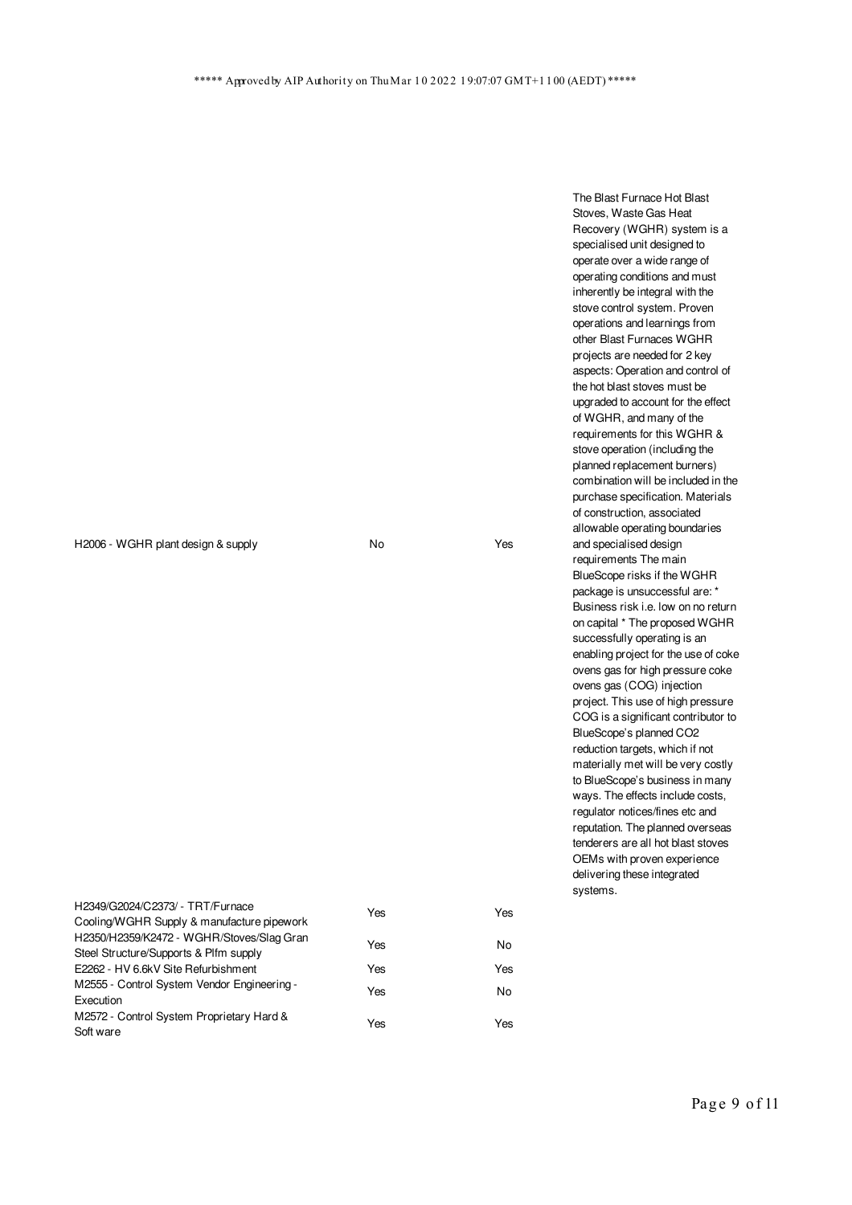\*\*\*\*\* Approved by AIP Authority on Thu Mar 10 2022 19:07:07 GMT+1100 (AEDT) \*\*\*\*\*

| | | | |
|---|---|---|---|
| H2006 - WGHR plant design & supply | No | Yes | The Blast Furnace Hot Blast Stoves, Waste Gas Heat Recovery (WGHR) system is a specialised unit designed to operate over a wide range of operating conditions and must inherently be integral with the stove control system. Proven operations and learnings from other Blast Furnaces WGHR projects are needed for 2 key aspects: Operation and control of the hot blast stoves must be upgraded to account for the effect of WGHR, and many of the requirements for this WGHR & stove operation (including the planned replacement burners) combination will be included in the purchase specification. Materials of construction, associated allowable operating boundaries and specialised design requirements The main BlueScope risks if the WGHR package is unsuccessful are: * Business risk i.e. low on no return on capital * The proposed WGHR successfully operating is an enabling project for the use of coke ovens gas for high pressure coke ovens gas (COG) injection project. This use of high pressure COG is a significant contributor to BlueScope's planned $CO_2$ reduction targets, which if not materially met will be very costly to BlueScope's business in many ways. The effects include costs, regulator notices/fines etc and reputation. The planned overseas tenderers are all hot blast stoves OEMs with proven experience delivering these integrated systems. |
| H2349/G2024/C2373/ - TRT/Furnace Cooling/WGHR Supply & manufacture pipework | Yes | Yes | |
| H2350/H2359/K2472 - WGHR/Stoves/Slag Gran Steel Structure/Supports & Plfm supply | Yes | No | |
| E2262 - HV 6.6kV Site Refurbishment | Yes | Yes | |
| M2555 - Control System Vendor Engineering - Execution | Yes | No | |
| M2572 - Control System Proprietary Hard & Soft ware | Yes | Yes | |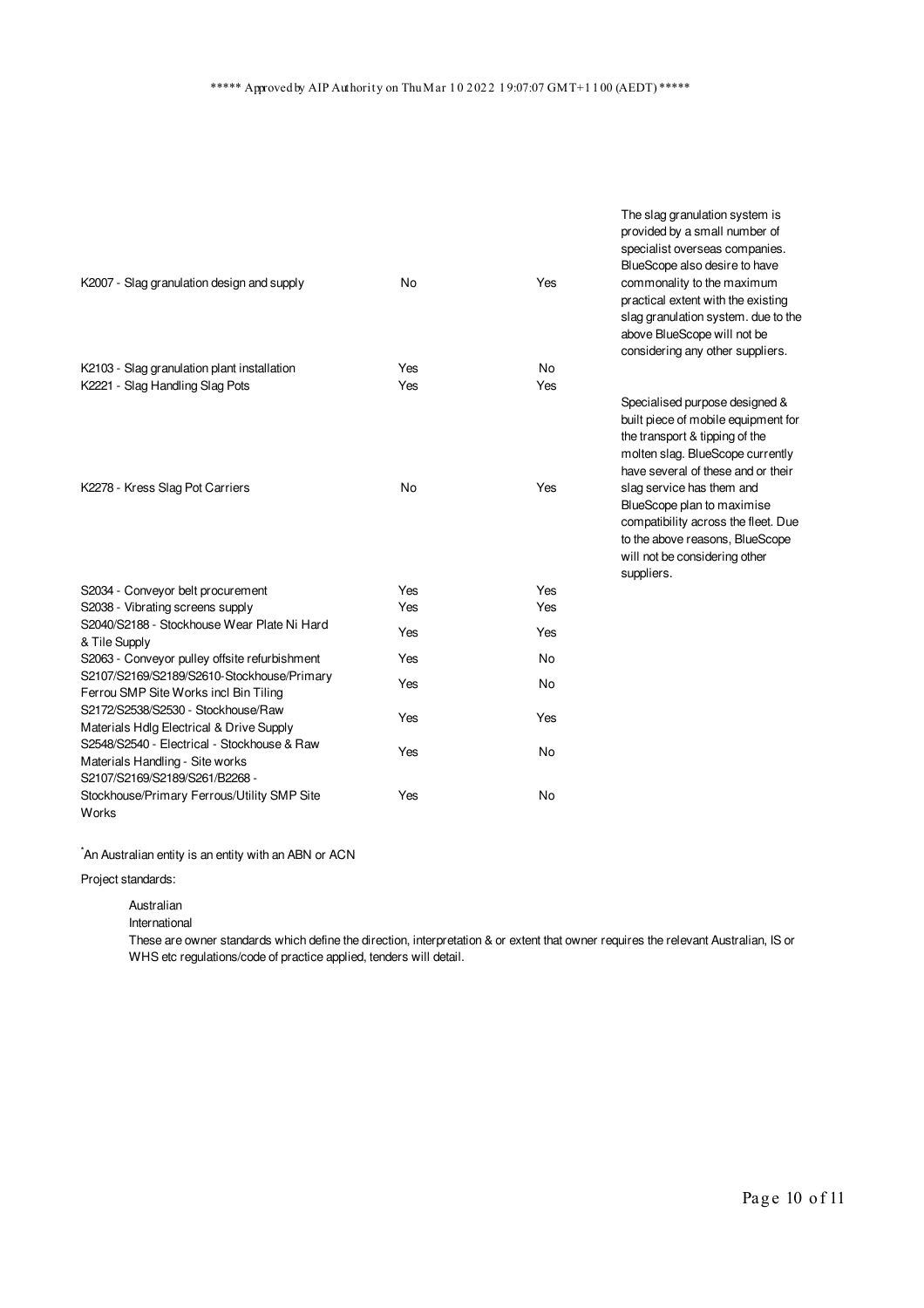***** Approved by AIP Authority on Thu Mar 10 2022 19:07:07 GMT+1100 (AEDT) *****

| | | | |
|---|---|---|---|
| K2007 - Slag granulation design and supply | No | Yes | The slag granulation system is provided by a small number of specialist overseas companies. BlueScope also desire to have commonality to the maximum practical extent with the existing slag granulation system. due to the above BlueScope will not be considering any other suppliers. |
| K2103 - Slag granulation plant installation | Yes | No | |
| K2221 - Slag Handling Slag Pots | Yes | Yes | |
| K2278 - Kress Slag Pot Carriers | No | Yes | Specialised purpose designed & built piece of mobile equipment for the transport & tipping of the molten slag. BlueScope currently have several of these and or their slag service has them and BlueScope plan to maximise compatibility across the fleet. Due to the above reasons, BlueScope will not be considering other suppliers. |
| S2034 - Conveyor belt procurement | Yes | Yes | |
| S2038 - Vibrating screens supply | Yes | Yes | |
| S2040/S2188 - Stockhouse Wear Plate Ni Hard & Tile Supply | Yes | Yes | |
| S2063 - Conveyor pulley offsite refurbishment | Yes | No | |
| S2107/S2169/S2189/S2610-Stockhouse/Primary Ferrou SMP Site Works incl Bin Tiling | Yes | No | |
| S2172/S2538/S2530 - Stockhouse/Raw Materials Hdlg Electrical & Drive Supply | Yes | Yes | |
| S2548/S2540 - Electrical - Stockhouse & Raw Materials Handling - Site works | Yes | No | |
| S2107/S2169/S2189/S261/B2268 - Stockhouse/Primary Ferrous/Utility SMP Site Works | Yes | No | |

*An Australian entity is an entity with an ABN or ACN

Project standards:

Australian
International
These are owner standards which define the direction, interpretation & or extent that owner requires the relevant Australian, IS or WHS etc regulations/code of practice applied, tenders will detail.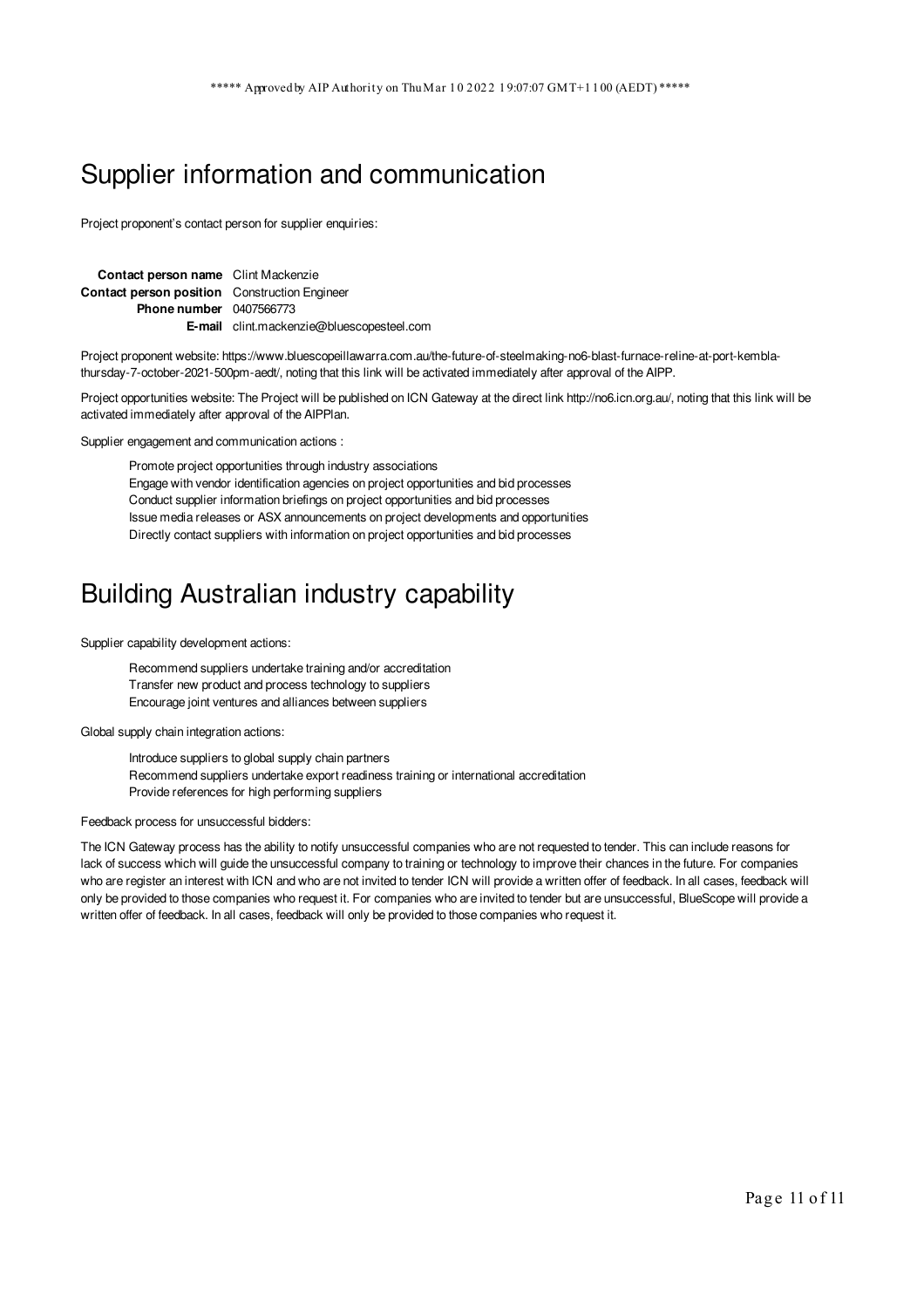***** Approved by AIP Authority on Thu Mar 10 2022 19:07:07 GMT+1100 (AEDT) *****

# Supplier information and communication

Project proponent's contact person for supplier enquiries:

| | |
|---|---|
| **Contact person name** | Clint Mackenzie |
| **Contact person position** | Construction Engineer |
| **Phone number** | 0407566773 |
| **E-mail** | clint.mackenzie@bluescopesteel.com |

Project proponent website: https://www.bluescopeillawarra.com.au/the-future-of-steelmaking-no6-blast-furnace-reline-at-port-kembla-thursday-7-october-2021-500pm-aedt/, noting that this link will be activated immediately after approval of the AIPP.

Project opportunities website: The Project will be published on ICN Gateway at the direct link http://no6.icn.org.au/, noting that this link will be activated immediately after approval of the AIPPlan.

Supplier engagement and communication actions :

- Promote project opportunities through industry associations
- Engage with vendor identification agencies on project opportunities and bid processes
- Conduct supplier information briefings on project opportunities and bid processes
- Issue media releases or ASX announcements on project developments and opportunities
- Directly contact suppliers with information on project opportunities and bid processes

# Building Australian industry capability

Supplier capability development actions:

- Recommend suppliers undertake training and/or accreditation
- Transfer new product and process technology to suppliers
- Encourage joint ventures and alliances between suppliers

Global supply chain integration actions:

- Introduce suppliers to global supply chain partners
- Recommend suppliers undertake export readiness training or international accreditation
- Provide references for high performing suppliers

Feedback process for unsuccessful bidders:

The ICN Gateway process has the ability to notify unsuccessful companies who are not requested to tender. This can include reasons for lack of success which will guide the unsuccessful company to training or technology to improve their chances in the future. For companies who are register an interest with ICN and who are not invited to tender ICN will provide a written offer of feedback. In all cases, feedback will only be provided to those companies who request it. For companies who are invited to tender but are unsuccessful, BlueScope will provide a written offer of feedback. In all cases, feedback will only be provided to those companies who request it.